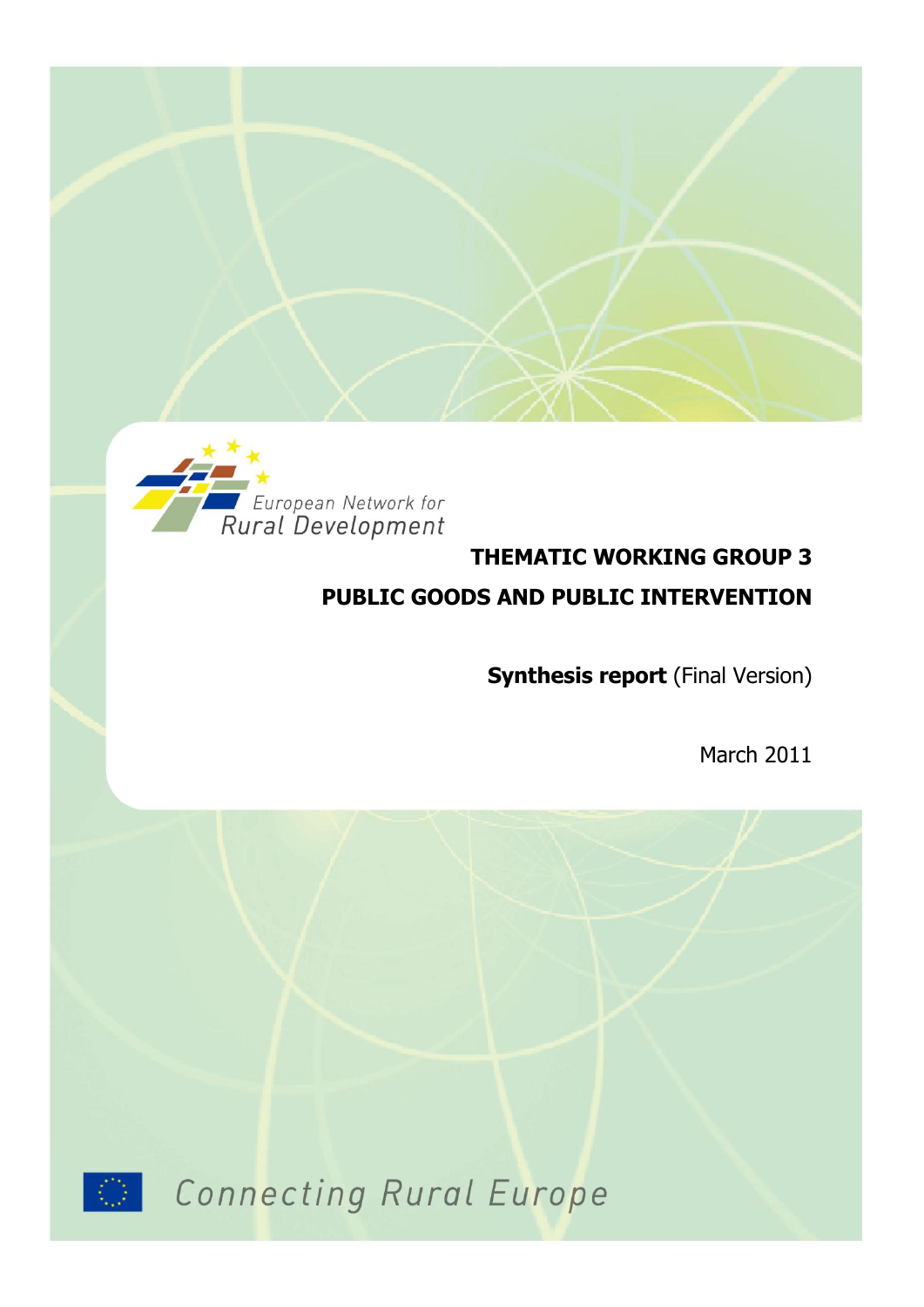European Network for Rural Development

# THEMATIC WORKING GROUP 3

# PUBLIC GOODS AND PUBLIC INTERVENTION

**Synthesis report** (Final Version)

March 2011

Connecting Rural Europe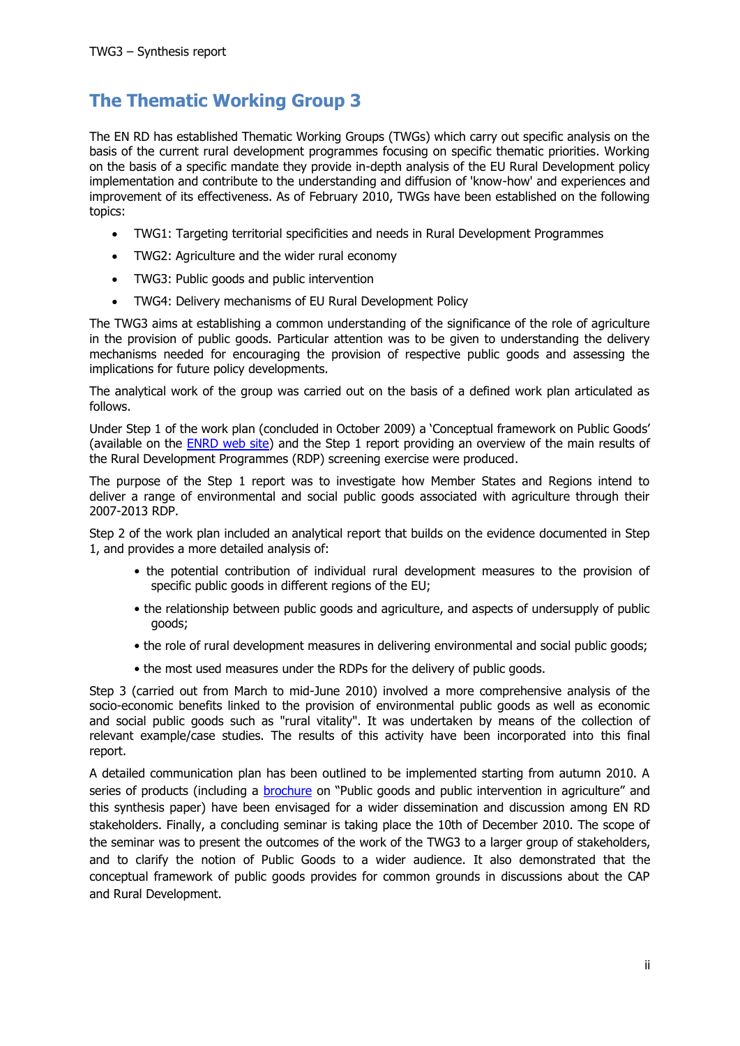# The Thematic Working Group 3

The EN RD has established Thematic Working Groups (TWGs) which carry out specific analysis on the basis of the current rural development programmes focusing on specific thematic priorities. Working on the basis of a specific mandate they provide in-depth analysis of the EU Rural Development policy implementation and contribute to the understanding and diffusion of 'know-how' and experiences and improvement of its effectiveness. As of February 2010, TWGs have been established on the following topics:

- TWG1: Targeting territorial specificities and needs in Rural Development Programmes
- TWG2: Agriculture and the wider rural economy
- TWG3: Public goods and public intervention
- TWG4: Delivery mechanisms of EU Rural Development Policy

The TWG3 aims at establishing a common understanding of the significance of the role of agriculture in the provision of public goods. Particular attention was to be given to understanding the delivery mechanisms needed for encouraging the provision of respective public goods and assessing the implications for future policy developments.

The analytical work of the group was carried out on the basis of a defined work plan articulated as follows.

Under Step 1 of the work plan (concluded in October 2009) a 'Conceptual framework on Public Goods' (available on the ENRD web site) and the Step 1 report providing an overview of the main results of the Rural Development Programmes (RDP) screening exercise were produced.

The purpose of the Step 1 report was to investigate how Member States and Regions intend to deliver a range of environmental and social public goods associated with agriculture through their 2007-2013 RDP.

Step 2 of the work plan included an analytical report that builds on the evidence documented in Step 1, and provides a more detailed analysis of:

- the potential contribution of individual rural development measures to the provision of specific public goods in different regions of the EU;
- the relationship between public goods and agriculture, and aspects of undersupply of public goods;
- the role of rural development measures in delivering environmental and social public goods;
- the most used measures under the RDPs for the delivery of public goods.

Step 3 (carried out from March to mid-June 2010) involved a more comprehensive analysis of the socio-economic benefits linked to the provision of environmental public goods as well as economic and social public goods such as "rural vitality". It was undertaken by means of the collection of relevant example/case studies. The results of this activity have been incorporated into this final report.

A detailed communication plan has been outlined to be implemented starting from autumn 2010. A series of products (including a brochure on "Public goods and public intervention in agriculture" and this synthesis paper) have been envisaged for a wider dissemination and discussion among EN RD stakeholders. Finally, a concluding seminar is taking place the 10th of December 2010. The scope of the seminar was to present the outcomes of the work of the TWG3 to a larger group of stakeholders, and to clarify the notion of Public Goods to a wider audience. It also demonstrated that the conceptual framework of public goods provides for common grounds in discussions about the CAP and Rural Development.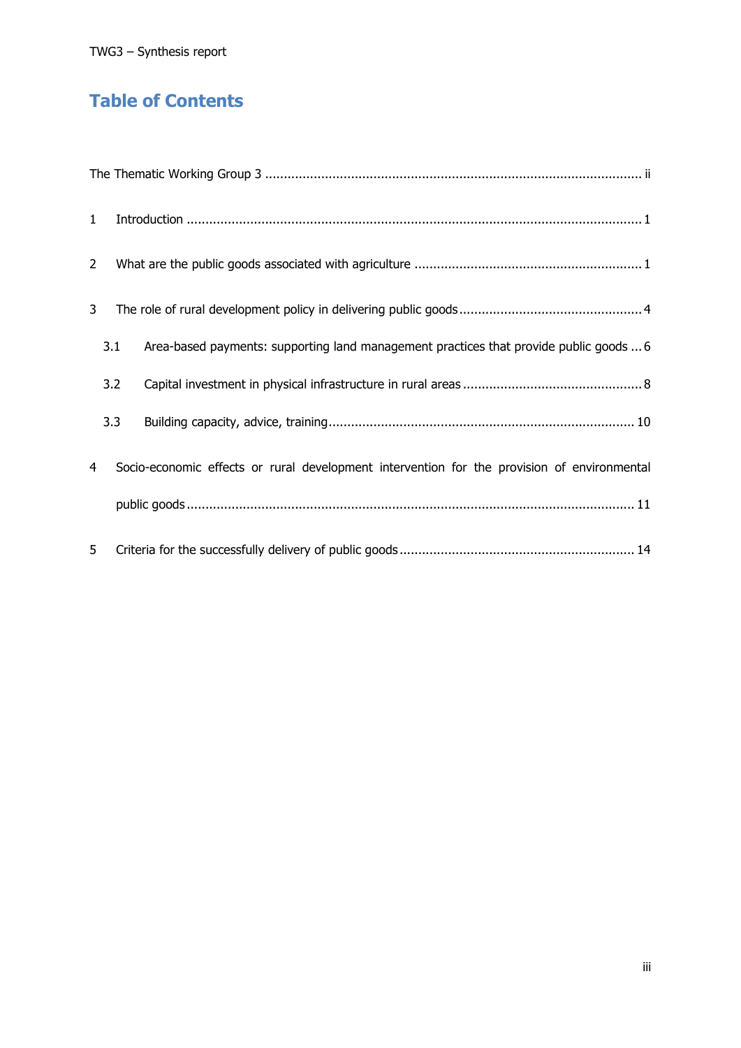# Table of Contents

The Thematic Working Group 3 .......... ii

1 Introduction .......... 1

2 What are the public goods associated with agriculture .......... 1

3 The role of rural development policy in delivering public goods .......... 4

3.1 Area-based payments: supporting land management practices that provide public goods .......... 6

3.2 Capital investment in physical infrastructure in rural areas .......... 8

3.3 Building capacity, advice, training .......... 10

4 Socio-economic effects or rural development intervention for the provision of environmental public goods .......... 11

5 Criteria for the successfully delivery of public goods .......... 14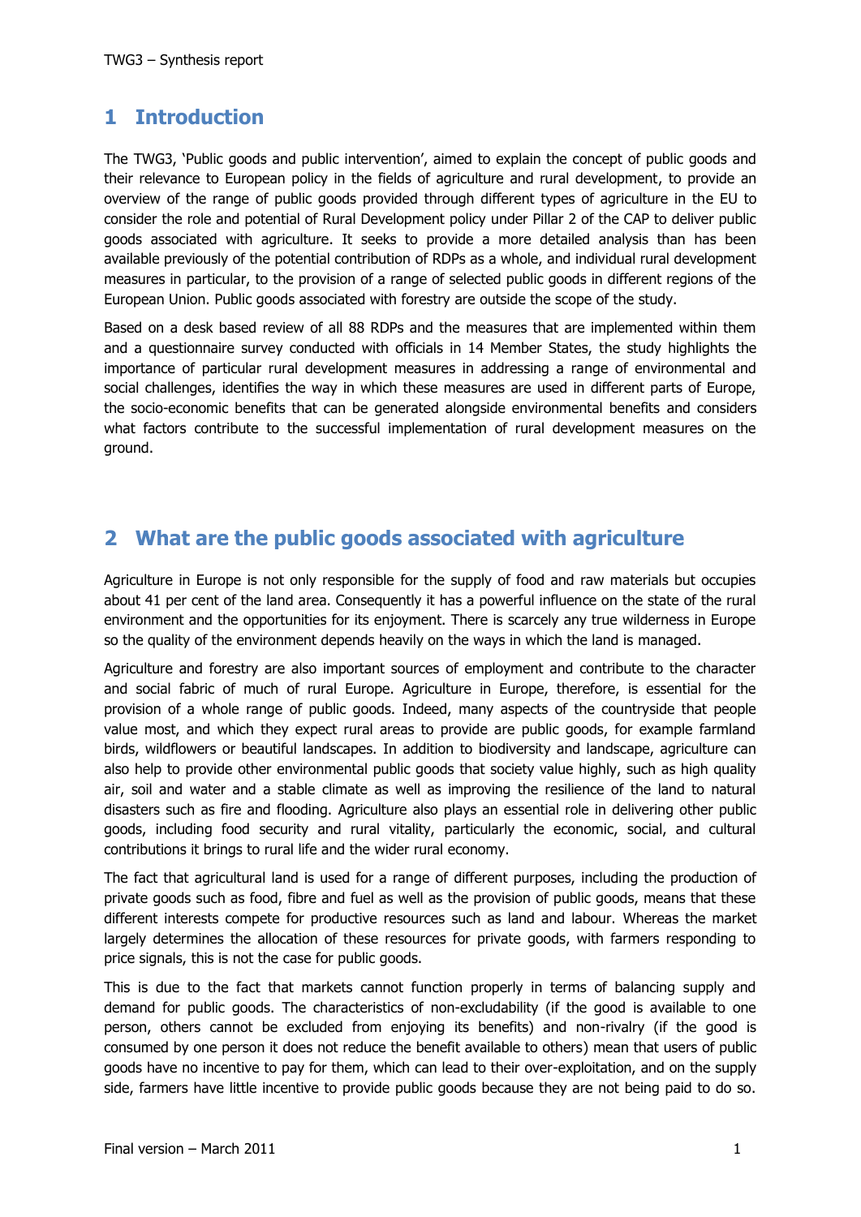# 1 Introduction

The TWG3, 'Public goods and public intervention', aimed to explain the concept of public goods and their relevance to European policy in the fields of agriculture and rural development, to provide an overview of the range of public goods provided through different types of agriculture in the EU to consider the role and potential of Rural Development policy under Pillar 2 of the CAP to deliver public goods associated with agriculture. It seeks to provide a more detailed analysis than has been available previously of the potential contribution of RDPs as a whole, and individual rural development measures in particular, to the provision of a range of selected public goods in different regions of the European Union. Public goods associated with forestry are outside the scope of the study.

Based on a desk based review of all 88 RDPs and the measures that are implemented within them and a questionnaire survey conducted with officials in 14 Member States, the study highlights the importance of particular rural development measures in addressing a range of environmental and social challenges, identifies the way in which these measures are used in different parts of Europe, the socio-economic benefits that can be generated alongside environmental benefits and considers what factors contribute to the successful implementation of rural development measures on the ground.

# 2 What are the public goods associated with agriculture

Agriculture in Europe is not only responsible for the supply of food and raw materials but occupies about 41 per cent of the land area. Consequently it has a powerful influence on the state of the rural environment and the opportunities for its enjoyment. There is scarcely any true wilderness in Europe so the quality of the environment depends heavily on the ways in which the land is managed.

Agriculture and forestry are also important sources of employment and contribute to the character and social fabric of much of rural Europe. Agriculture in Europe, therefore, is essential for the provision of a whole range of public goods. Indeed, many aspects of the countryside that people value most, and which they expect rural areas to provide are public goods, for example farmland birds, wildflowers or beautiful landscapes. In addition to biodiversity and landscape, agriculture can also help to provide other environmental public goods that society value highly, such as high quality air, soil and water and a stable climate as well as improving the resilience of the land to natural disasters such as fire and flooding. Agriculture also plays an essential role in delivering other public goods, including food security and rural vitality, particularly the economic, social, and cultural contributions it brings to rural life and the wider rural economy.

The fact that agricultural land is used for a range of different purposes, including the production of private goods such as food, fibre and fuel as well as the provision of public goods, means that these different interests compete for productive resources such as land and labour. Whereas the market largely determines the allocation of these resources for private goods, with farmers responding to price signals, this is not the case for public goods.

This is due to the fact that markets cannot function properly in terms of balancing supply and demand for public goods. The characteristics of non-excludability (if the good is available to one person, others cannot be excluded from enjoying its benefits) and non-rivalry (if the good is consumed by one person it does not reduce the benefit available to others) mean that users of public goods have no incentive to pay for them, which can lead to their over-exploitation, and on the supply side, farmers have little incentive to provide public goods because they are not being paid to do so.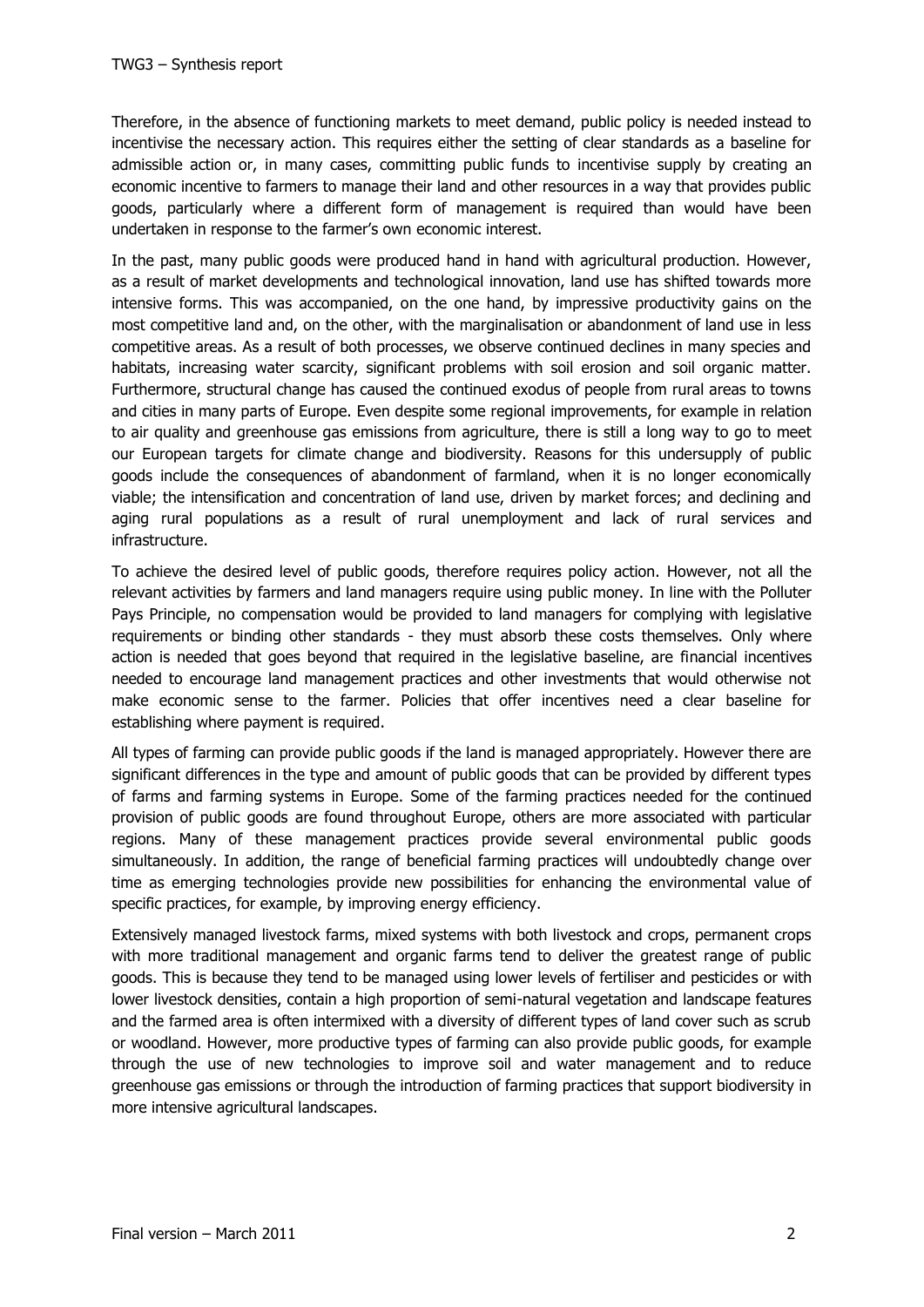Therefore, in the absence of functioning markets to meet demand, public policy is needed instead to incentivise the necessary action. This requires either the setting of clear standards as a baseline for admissible action or, in many cases, committing public funds to incentivise supply by creating an economic incentive to farmers to manage their land and other resources in a way that provides public goods, particularly where a different form of management is required than would have been undertaken in response to the farmer's own economic interest.

In the past, many public goods were produced hand in hand with agricultural production. However, as a result of market developments and technological innovation, land use has shifted towards more intensive forms. This was accompanied, on the one hand, by impressive productivity gains on the most competitive land and, on the other, with the marginalisation or abandonment of land use in less competitive areas. As a result of both processes, we observe continued declines in many species and habitats, increasing water scarcity, significant problems with soil erosion and soil organic matter. Furthermore, structural change has caused the continued exodus of people from rural areas to towns and cities in many parts of Europe. Even despite some regional improvements, for example in relation to air quality and greenhouse gas emissions from agriculture, there is still a long way to go to meet our European targets for climate change and biodiversity. Reasons for this undersupply of public goods include the consequences of abandonment of farmland, when it is no longer economically viable; the intensification and concentration of land use, driven by market forces; and declining and aging rural populations as a result of rural unemployment and lack of rural services and infrastructure.

To achieve the desired level of public goods, therefore requires policy action. However, not all the relevant activities by farmers and land managers require using public money. In line with the Polluter Pays Principle, no compensation would be provided to land managers for complying with legislative requirements or binding other standards - they must absorb these costs themselves. Only where action is needed that goes beyond that required in the legislative baseline, are financial incentives needed to encourage land management practices and other investments that would otherwise not make economic sense to the farmer. Policies that offer incentives need a clear baseline for establishing where payment is required.

All types of farming can provide public goods if the land is managed appropriately. However there are significant differences in the type and amount of public goods that can be provided by different types of farms and farming systems in Europe. Some of the farming practices needed for the continued provision of public goods are found throughout Europe, others are more associated with particular regions. Many of these management practices provide several environmental public goods simultaneously. In addition, the range of beneficial farming practices will undoubtedly change over time as emerging technologies provide new possibilities for enhancing the environmental value of specific practices, for example, by improving energy efficiency.

Extensively managed livestock farms, mixed systems with both livestock and crops, permanent crops with more traditional management and organic farms tend to deliver the greatest range of public goods. This is because they tend to be managed using lower levels of fertiliser and pesticides or with lower livestock densities, contain a high proportion of semi-natural vegetation and landscape features and the farmed area is often intermixed with a diversity of different types of land cover such as scrub or woodland. However, more productive types of farming can also provide public goods, for example through the use of new technologies to improve soil and water management and to reduce greenhouse gas emissions or through the introduction of farming practices that support biodiversity in more intensive agricultural landscapes.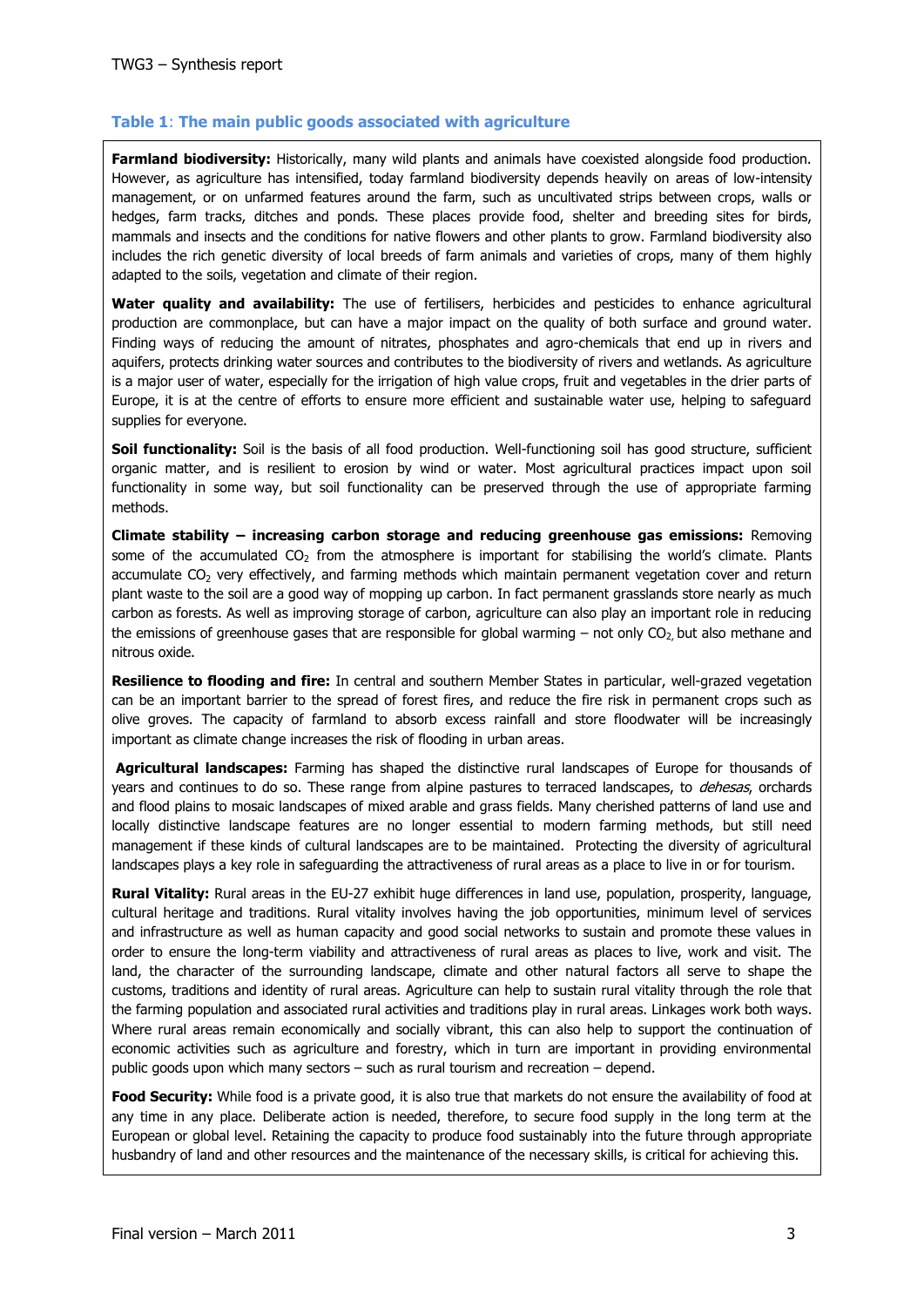**Table 1**: **The main public goods associated with agriculture**

**Farmland biodiversity:** Historically, many wild plants and animals have coexisted alongside food production. However, as agriculture has intensified, today farmland biodiversity depends heavily on areas of low-intensity management, or on unfarmed features around the farm, such as uncultivated strips between crops, walls or hedges, farm tracks, ditches and ponds. These places provide food, shelter and breeding sites for birds, mammals and insects and the conditions for native flowers and other plants to grow. Farmland biodiversity also includes the rich genetic diversity of local breeds of farm animals and varieties of crops, many of them highly adapted to the soils, vegetation and climate of their region.

**Water quality and availability:** The use of fertilisers, herbicides and pesticides to enhance agricultural production are commonplace, but can have a major impact on the quality of both surface and ground water. Finding ways of reducing the amount of nitrates, phosphates and agro-chemicals that end up in rivers and aquifers, protects drinking water sources and contributes to the biodiversity of rivers and wetlands. As agriculture is a major user of water, especially for the irrigation of high value crops, fruit and vegetables in the drier parts of Europe, it is at the centre of efforts to ensure more efficient and sustainable water use, helping to safeguard supplies for everyone.

**Soil functionality:** Soil is the basis of all food production. Well-functioning soil has good structure, sufficient organic matter, and is resilient to erosion by wind or water. Most agricultural practices impact upon soil functionality in some way, but soil functionality can be preserved through the use of appropriate farming methods.

**Climate stability – increasing carbon storage and reducing greenhouse gas emissions:** Removing some of the accumulated $CO_2$ from the atmosphere is important for stabilising the world's climate. Plants accumulate $CO_2$ very effectively, and farming methods which maintain permanent vegetation cover and return plant waste to the soil are a good way of mopping up carbon. In fact permanent grasslands store nearly as much carbon as forests. As well as improving storage of carbon, agriculture can also play an important role in reducing the emissions of greenhouse gases that are responsible for global warming – not only $CO_2$, but also methane and nitrous oxide.

**Resilience to flooding and fire:** In central and southern Member States in particular, well-grazed vegetation can be an important barrier to the spread of forest fires, and reduce the fire risk in permanent crops such as olive groves. The capacity of farmland to absorb excess rainfall and store floodwater will be increasingly important as climate change increases the risk of flooding in urban areas.

**Agricultural landscapes:** Farming has shaped the distinctive rural landscapes of Europe for thousands of years and continues to do so. These range from alpine pastures to terraced landscapes, to *dehesas*, orchards and flood plains to mosaic landscapes of mixed arable and grass fields. Many cherished patterns of land use and locally distinctive landscape features are no longer essential to modern farming methods, but still need management if these kinds of cultural landscapes are to be maintained. Protecting the diversity of agricultural landscapes plays a key role in safeguarding the attractiveness of rural areas as a place to live in or for tourism.

**Rural Vitality:** Rural areas in the EU-27 exhibit huge differences in land use, population, prosperity, language, cultural heritage and traditions. Rural vitality involves having the job opportunities, minimum level of services and infrastructure as well as human capacity and good social networks to sustain and promote these values in order to ensure the long-term viability and attractiveness of rural areas as places to live, work and visit. The land, the character of the surrounding landscape, climate and other natural factors all serve to shape the customs, traditions and identity of rural areas. Agriculture can help to sustain rural vitality through the role that the farming population and associated rural activities and traditions play in rural areas. Linkages work both ways. Where rural areas remain economically and socially vibrant, this can also help to support the continuation of economic activities such as agriculture and forestry, which in turn are important in providing environmental public goods upon which many sectors – such as rural tourism and recreation – depend.

**Food Security:** While food is a private good, it is also true that markets do not ensure the availability of food at any time in any place. Deliberate action is needed, therefore, to secure food supply in the long term at the European or global level. Retaining the capacity to produce food sustainably into the future through appropriate husbandry of land and other resources and the maintenance of the necessary skills, is critical for achieving this.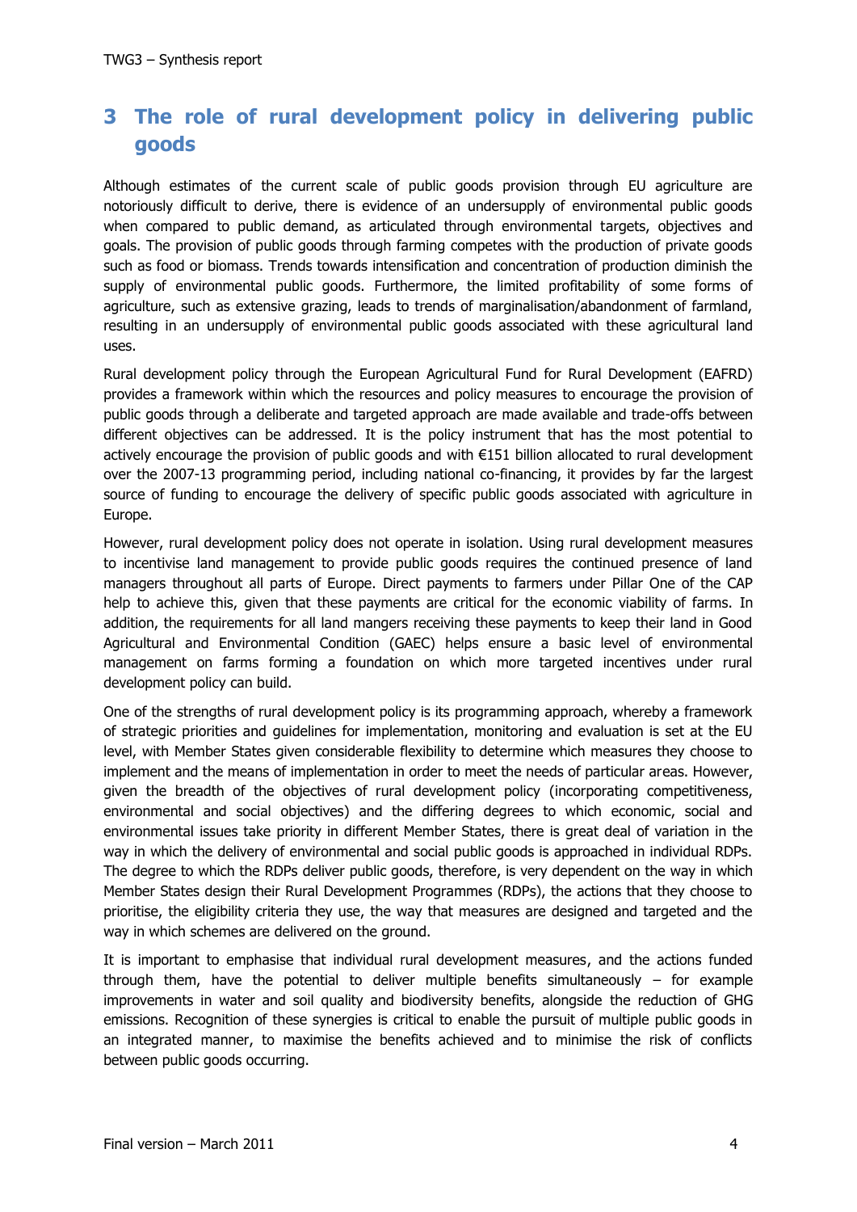# 3 The role of rural development policy in delivering public goods

Although estimates of the current scale of public goods provision through EU agriculture are notoriously difficult to derive, there is evidence of an undersupply of environmental public goods when compared to public demand, as articulated through environmental targets, objectives and goals. The provision of public goods through farming competes with the production of private goods such as food or biomass. Trends towards intensification and concentration of production diminish the supply of environmental public goods. Furthermore, the limited profitability of some forms of agriculture, such as extensive grazing, leads to trends of marginalisation/abandonment of farmland, resulting in an undersupply of environmental public goods associated with these agricultural land uses.

Rural development policy through the European Agricultural Fund for Rural Development (EAFRD) provides a framework within which the resources and policy measures to encourage the provision of public goods through a deliberate and targeted approach are made available and trade-offs between different objectives can be addressed. It is the policy instrument that has the most potential to actively encourage the provision of public goods and with €151 billion allocated to rural development over the 2007-13 programming period, including national co-financing, it provides by far the largest source of funding to encourage the delivery of specific public goods associated with agriculture in Europe.

However, rural development policy does not operate in isolation. Using rural development measures to incentivise land management to provide public goods requires the continued presence of land managers throughout all parts of Europe. Direct payments to farmers under Pillar One of the CAP help to achieve this, given that these payments are critical for the economic viability of farms. In addition, the requirements for all land mangers receiving these payments to keep their land in Good Agricultural and Environmental Condition (GAEC) helps ensure a basic level of environmental management on farms forming a foundation on which more targeted incentives under rural development policy can build.

One of the strengths of rural development policy is its programming approach, whereby a framework of strategic priorities and guidelines for implementation, monitoring and evaluation is set at the EU level, with Member States given considerable flexibility to determine which measures they choose to implement and the means of implementation in order to meet the needs of particular areas. However, given the breadth of the objectives of rural development policy (incorporating competitiveness, environmental and social objectives) and the differing degrees to which economic, social and environmental issues take priority in different Member States, there is great deal of variation in the way in which the delivery of environmental and social public goods is approached in individual RDPs. The degree to which the RDPs deliver public goods, therefore, is very dependent on the way in which Member States design their Rural Development Programmes (RDPs), the actions that they choose to prioritise, the eligibility criteria they use, the way that measures are designed and targeted and the way in which schemes are delivered on the ground.

It is important to emphasise that individual rural development measures, and the actions funded through them, have the potential to deliver multiple benefits simultaneously – for example improvements in water and soil quality and biodiversity benefits, alongside the reduction of GHG emissions. Recognition of these synergies is critical to enable the pursuit of multiple public goods in an integrated manner, to maximise the benefits achieved and to minimise the risk of conflicts between public goods occurring.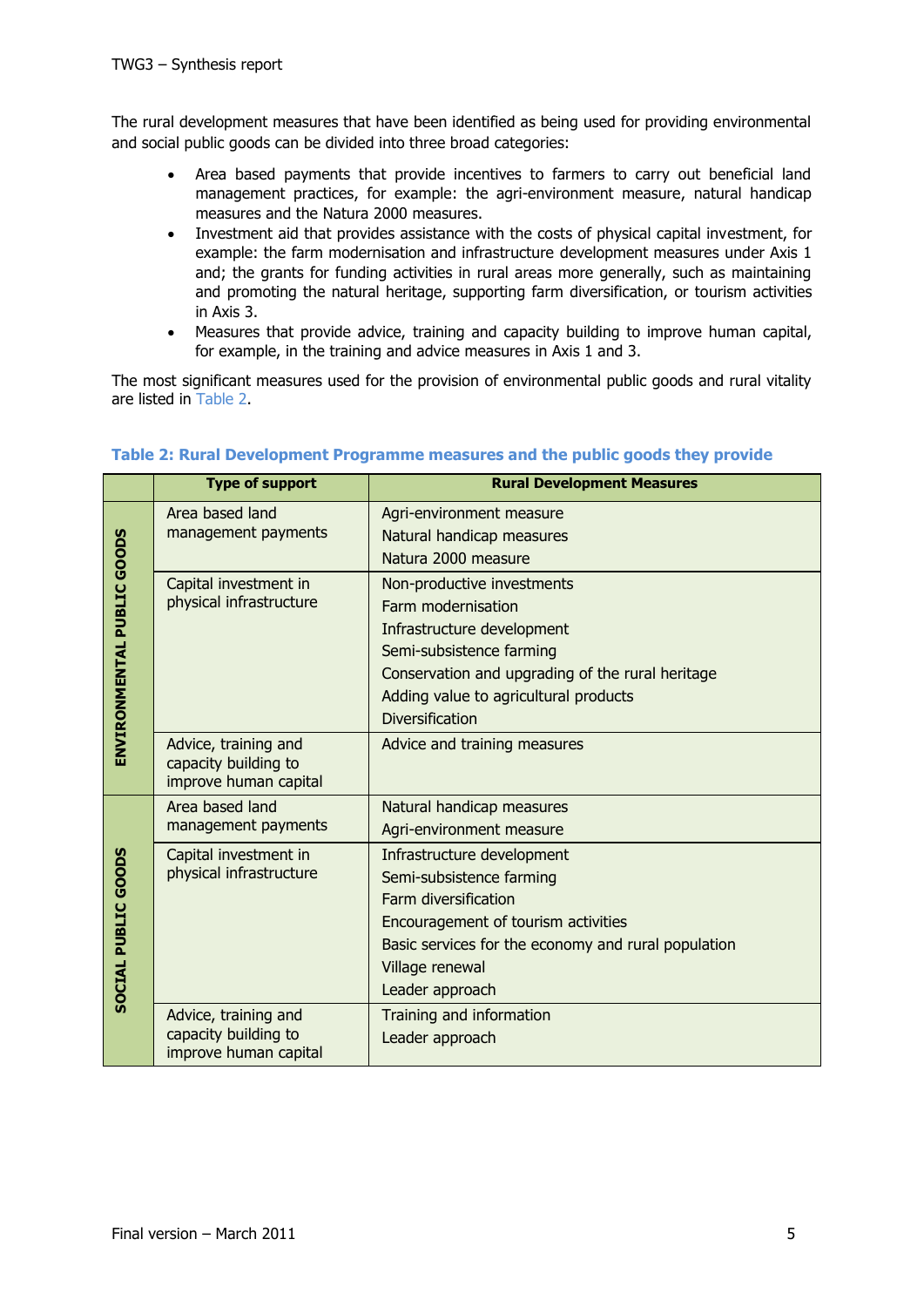The rural development measures that have been identified as being used for providing environmental and social public goods can be divided into three broad categories:

- Area based payments that provide incentives to farmers to carry out beneficial land management practices, for example: the agri-environment measure, natural handicap measures and the Natura 2000 measures.
- Investment aid that provides assistance with the costs of physical capital investment, for example: the farm modernisation and infrastructure development measures under Axis 1 and; the grants for funding activities in rural areas more generally, such as maintaining and promoting the natural heritage, supporting farm diversification, or tourism activities in Axis 3.
- Measures that provide advice, training and capacity building to improve human capital, for example, in the training and advice measures in Axis 1 and 3.

The most significant measures used for the provision of environmental public goods and rural vitality are listed in Table 2.

**Table 2: Rural Development Programme measures and the public goods they provide**

| | Type of support | Rural Development Measures |
|---|---|---|
| **ENVIRONMENTAL PUBLIC GOODS** | Area based land management payments | Agri-environment measure<br>Natural handicap measures<br>Natura 2000 measure |
| | Capital investment in physical infrastructure | Non-productive investments<br>Farm modernisation<br>Infrastructure development<br>Semi-subsistence farming<br>Conservation and upgrading of the rural heritage<br>Adding value to agricultural products<br>Diversification |
| | Advice, training and capacity building to improve human capital | Advice and training measures |
| **SOCIAL PUBLIC GOODS** | Area based land management payments | Natural handicap measures<br>Agri-environment measure |
| | Capital investment in physical infrastructure | Infrastructure development<br>Semi-subsistence farming<br>Farm diversification<br>Encouragement of tourism activities<br>Basic services for the economy and rural population<br>Village renewal<br>Leader approach |
| | Advice, training and capacity building to improve human capital | Training and information<br>Leader approach |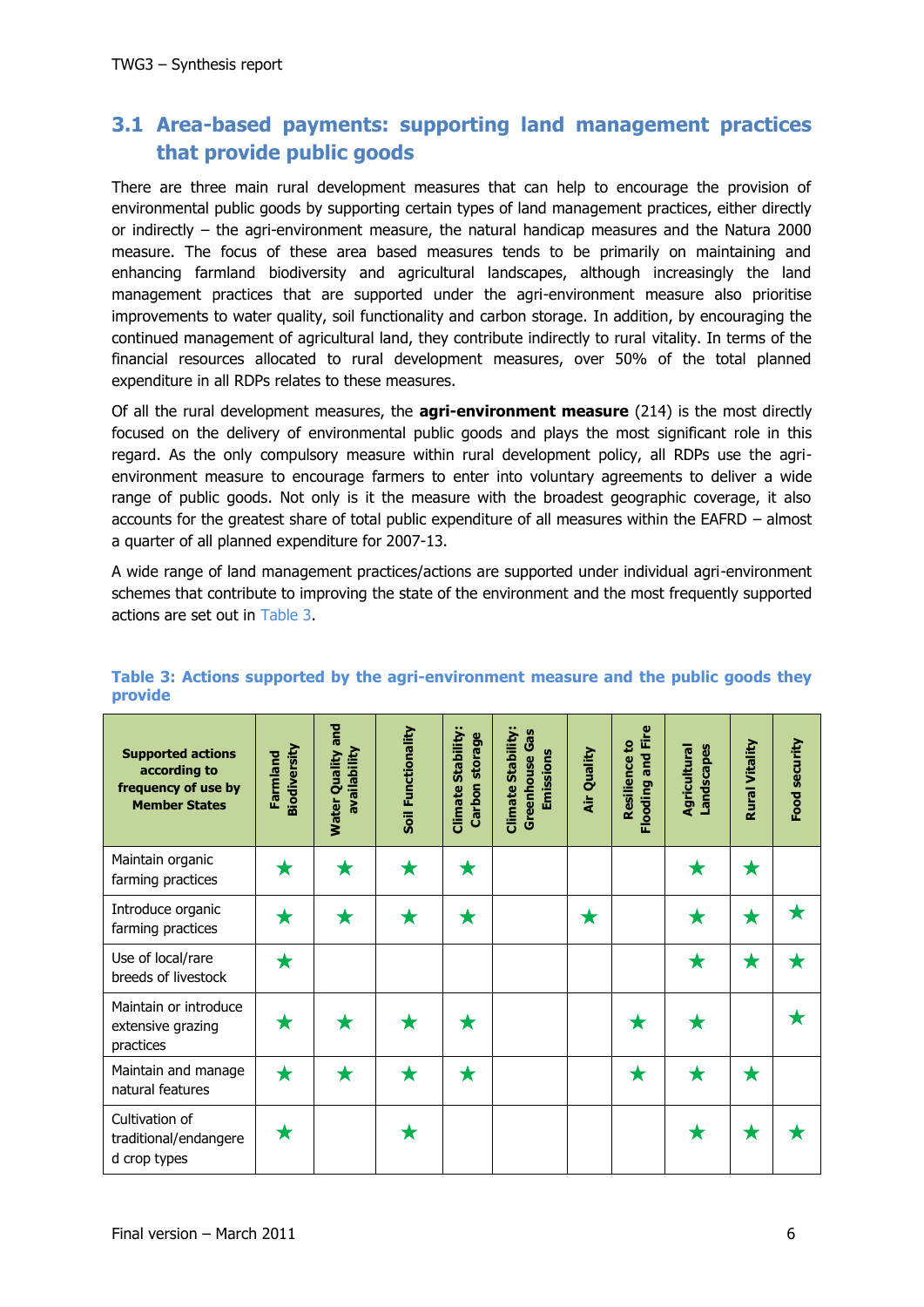## 3.1 Area-based payments: supporting land management practices that provide public goods

There are three main rural development measures that can help to encourage the provision of environmental public goods by supporting certain types of land management practices, either directly or indirectly – the agri-environment measure, the natural handicap measures and the Natura 2000 measure. The focus of these area based measures tends to be primarily on maintaining and enhancing farmland biodiversity and agricultural landscapes, although increasingly the land management practices that are supported under the agri-environment measure also prioritise improvements to water quality, soil functionality and carbon storage. In addition, by encouraging the continued management of agricultural land, they contribute indirectly to rural vitality. In terms of the financial resources allocated to rural development measures, over 50% of the total planned expenditure in all RDPs relates to these measures.

Of all the rural development measures, the **agri-environment measure** (214) is the most directly focused on the delivery of environmental public goods and plays the most significant role in this regard. As the only compulsory measure within rural development policy, all RDPs use the agri-environment measure to encourage farmers to enter into voluntary agreements to deliver a wide range of public goods. Not only is it the measure with the broadest geographic coverage, it also accounts for the greatest share of total public expenditure of all measures within the EAFRD – almost a quarter of all planned expenditure for 2007-13.

A wide range of land management practices/actions are supported under individual agri-environment schemes that contribute to improving the state of the environment and the most frequently supported actions are set out in Table 3.

**Table 3: Actions supported by the agri-environment measure and the public goods they provide**

| Supported actions according to frequency of use by Member States | Farmland Biodiversity | Water Quality and availability | Soil Functionality | Climate Stability: Carbon storage | Climate Stability: Greenhouse Gas Emissions | Air Quality | Resilience to Flooding and Fire | Agricultural Landscapes | Rural Vitality | Food security |
|---|---|---|---|---|---|---|---|---|---|---|
| Maintain organic farming practices | ★ | ★ | ★ | ★ | | | | ★ | ★ | |
| Introduce organic farming practices | ★ | ★ | ★ | ★ | | ★ | | ★ | ★ | ★ |
| Use of local/rare breeds of livestock | ★ | | | | | | | ★ | ★ | ★ |
| Maintain or introduce extensive grazing practices | ★ | ★ | ★ | ★ | | | ★ | ★ | | ★ |
| Maintain and manage natural features | ★ | ★ | ★ | ★ | | | ★ | ★ | ★ | |
| Cultivation of traditional/endangered crop types | ★ | | ★ | | | | | ★ | ★ | ★ |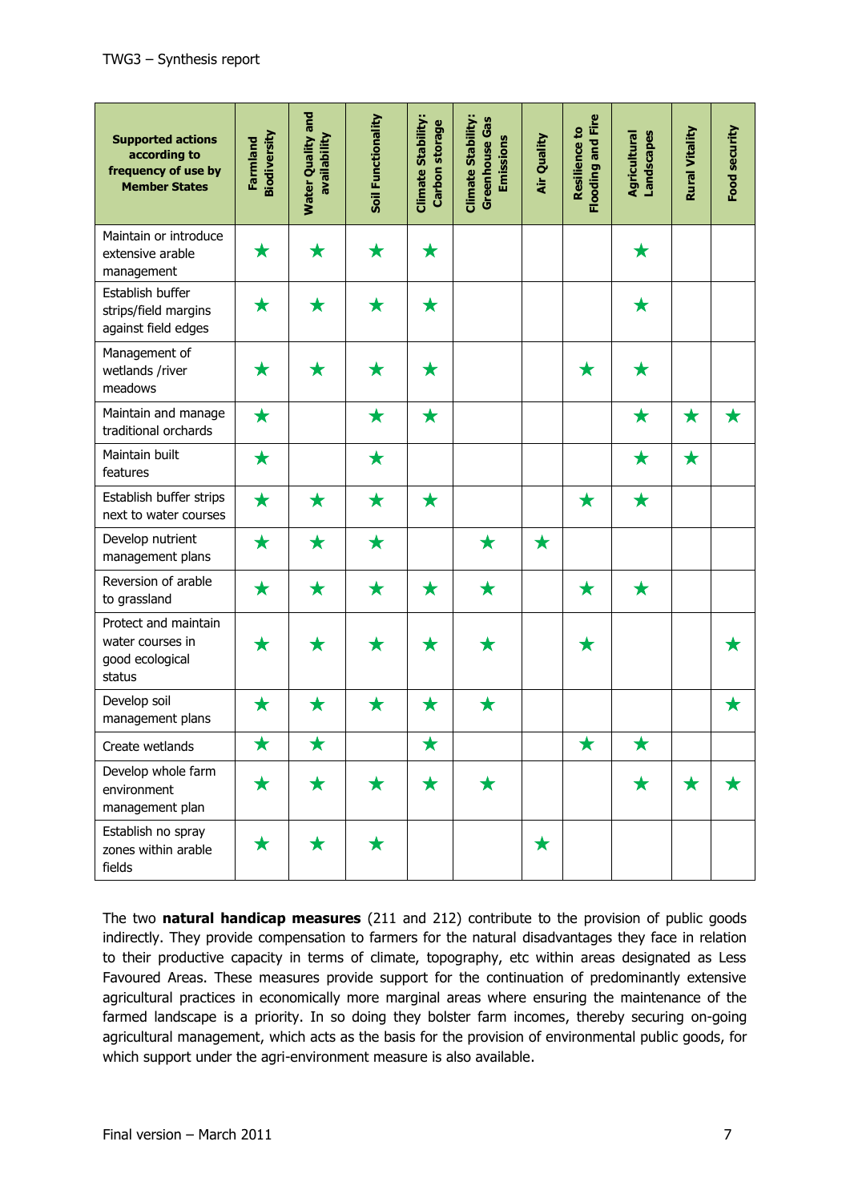| Supported actions according to frequency of use by Member States | Farmland Biodiversity | Water Quality and availability | Soil Functionality | Climate Stability: Carbon storage | Climate Stability: Greenhouse Gas Emissions | Air Quality | Resilience to Flooding and Fire | Agricultural Landscapes | Rural Vitality | Food security |
|---|---|---|---|---|---|---|---|---|---|---|
| Maintain or introduce extensive arable management | ★ | ★ | ★ | ★ | | | | ★ | | |
| Establish buffer strips/field margins against field edges | ★ | ★ | ★ | ★ | | | | ★ | | |
| Management of wetlands /river meadows | ★ | ★ | ★ | ★ | | | ★ | ★ | | |
| Maintain and manage traditional orchards | ★ | | ★ | ★ | | | | ★ | ★ | ★ |
| Maintain built features | ★ | | ★ | | | | | ★ | ★ | |
| Establish buffer strips next to water courses | ★ | ★ | ★ | ★ | | | ★ | ★ | | |
| Develop nutrient management plans | ★ | ★ | ★ | | ★ | ★ | | | | |
| Reversion of arable to grassland | ★ | ★ | ★ | ★ | ★ | | ★ | ★ | | |
| Protect and maintain water courses in good ecological status | ★ | ★ | ★ | ★ | ★ | | ★ | | | ★ |
| Develop soil management plans | ★ | ★ | ★ | ★ | ★ | | | | | ★ |
| Create wetlands | ★ | ★ | | ★ | | | ★ | ★ | | |
| Develop whole farm environment management plan | ★ | ★ | ★ | ★ | ★ | | | ★ | ★ | ★ |
| Establish no spray zones within arable fields | ★ | ★ | ★ | | | ★ | | | | |

The two **natural handicap measures** (211 and 212) contribute to the provision of public goods indirectly. They provide compensation to farmers for the natural disadvantages they face in relation to their productive capacity in terms of climate, topography, etc within areas designated as Less Favoured Areas. These measures provide support for the continuation of predominantly extensive agricultural practices in economically more marginal areas where ensuring the maintenance of the farmed landscape is a priority. In so doing they bolster farm incomes, thereby securing on-going agricultural management, which acts as the basis for the provision of environmental public goods, for which support under the agri-environment measure is also available.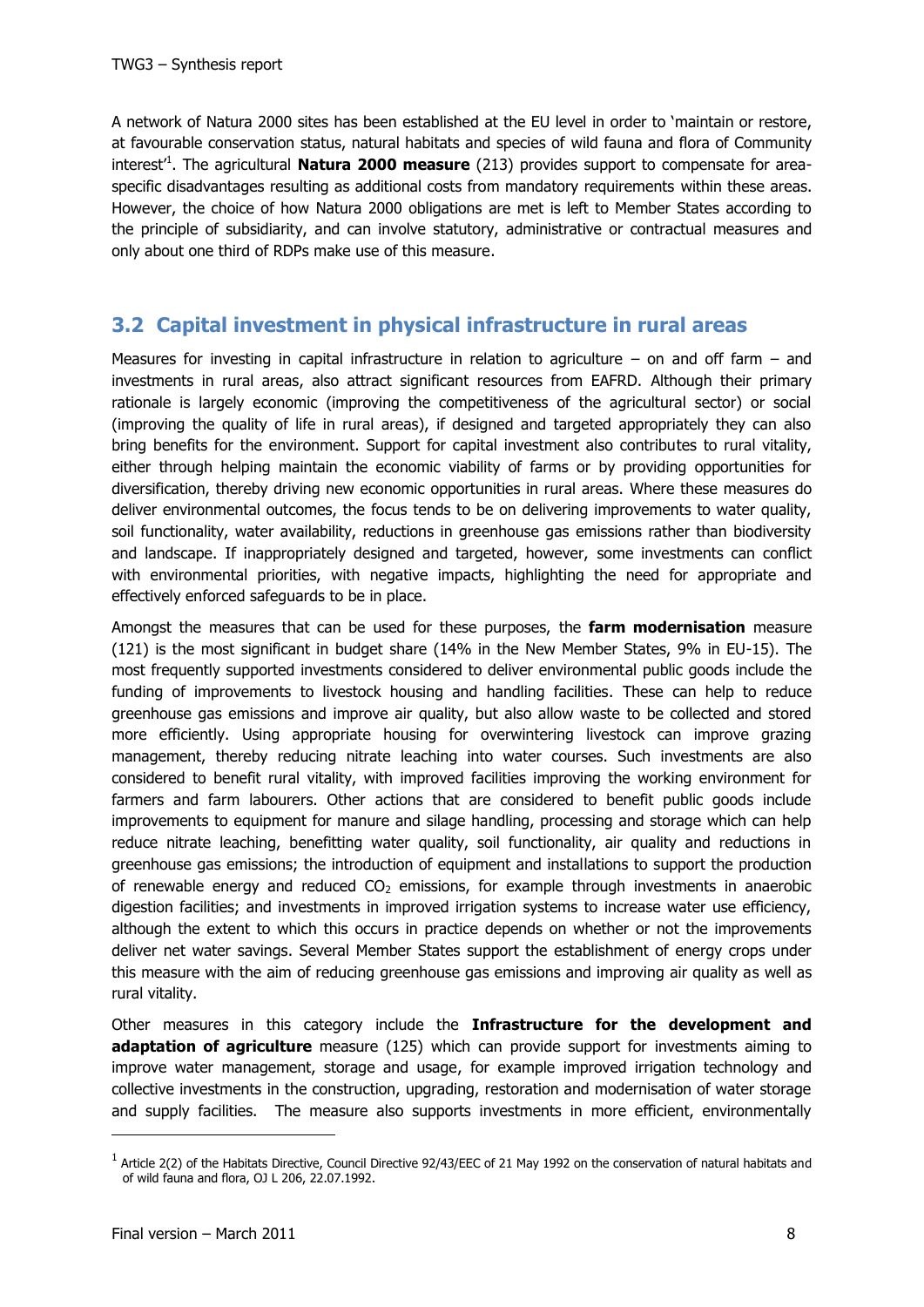A network of Natura 2000 sites has been established at the EU level in order to 'maintain or restore, at favourable conservation status, natural habitats and species of wild fauna and flora of Community interest'[1]. The agricultural **Natura 2000 measure** (213) provides support to compensate for area-specific disadvantages resulting as additional costs from mandatory requirements within these areas. However, the choice of how Natura 2000 obligations are met is left to Member States according to the principle of subsidiarity, and can involve statutory, administrative or contractual measures and only about one third of RDPs make use of this measure.

## 3.2 Capital investment in physical infrastructure in rural areas

Measures for investing in capital infrastructure in relation to agriculture – on and off farm – and investments in rural areas, also attract significant resources from EAFRD. Although their primary rationale is largely economic (improving the competitiveness of the agricultural sector) or social (improving the quality of life in rural areas), if designed and targeted appropriately they can also bring benefits for the environment. Support for capital investment also contributes to rural vitality, either through helping maintain the economic viability of farms or by providing opportunities for diversification, thereby driving new economic opportunities in rural areas. Where these measures do deliver environmental outcomes, the focus tends to be on delivering improvements to water quality, soil functionality, water availability, reductions in greenhouse gas emissions rather than biodiversity and landscape. If inappropriately designed and targeted, however, some investments can conflict with environmental priorities, with negative impacts, highlighting the need for appropriate and effectively enforced safeguards to be in place.

Amongst the measures that can be used for these purposes, the **farm modernisation** measure (121) is the most significant in budget share (14% in the New Member States, 9% in EU-15). The most frequently supported investments considered to deliver environmental public goods include the funding of improvements to livestock housing and handling facilities. These can help to reduce greenhouse gas emissions and improve air quality, but also allow waste to be collected and stored more efficiently. Using appropriate housing for overwintering livestock can improve grazing management, thereby reducing nitrate leaching into water courses. Such investments are also considered to benefit rural vitality, with improved facilities improving the working environment for farmers and farm labourers. Other actions that are considered to benefit public goods include improvements to equipment for manure and silage handling, processing and storage which can help reduce nitrate leaching, benefitting water quality, soil functionality, air quality and reductions in greenhouse gas emissions; the introduction of equipment and installations to support the production of renewable energy and reduced $CO_2$ emissions, for example through investments in anaerobic digestion facilities; and investments in improved irrigation systems to increase water use efficiency, although the extent to which this occurs in practice depends on whether or not the improvements deliver net water savings. Several Member States support the establishment of energy crops under this measure with the aim of reducing greenhouse gas emissions and improving air quality as well as rural vitality.

Other measures in this category include the **Infrastructure for the development and adaptation of agriculture** measure (125) which can provide support for investments aiming to improve water management, storage and usage, for example improved irrigation technology and collective investments in the construction, upgrading, restoration and modernisation of water storage and supply facilities. The measure also supports investments in more efficient, environmentally

[1] Article 2(2) of the Habitats Directive, Council Directive 92/43/EEC of 21 May 1992 on the conservation of natural habitats and of wild fauna and flora, OJ L 206, 22.07.1992.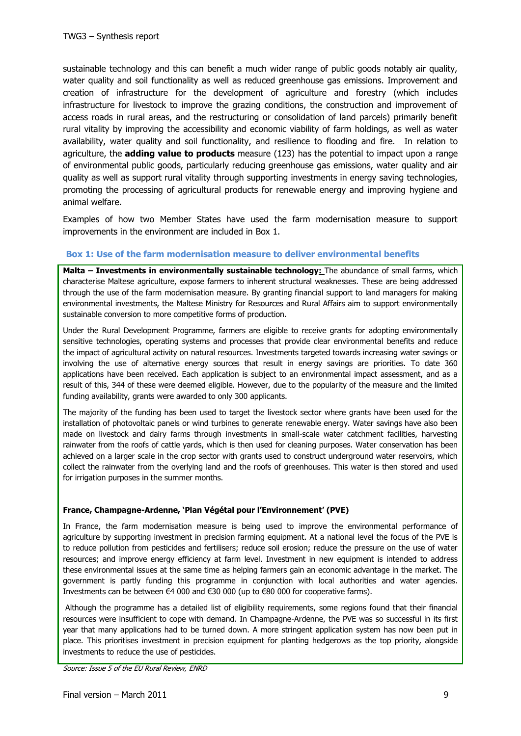sustainable technology and this can benefit a much wider range of public goods notably air quality, water quality and soil functionality as well as reduced greenhouse gas emissions. Improvement and creation of infrastructure for the development of agriculture and forestry (which includes infrastructure for livestock to improve the grazing conditions, the construction and improvement of access roads in rural areas, and the restructuring or consolidation of land parcels) primarily benefit rural vitality by improving the accessibility and economic viability of farm holdings, as well as water availability, water quality and soil functionality, and resilience to flooding and fire. In relation to agriculture, the **adding value to products** measure (123) has the potential to impact upon a range of environmental public goods, particularly reducing greenhouse gas emissions, water quality and air quality as well as support rural vitality through supporting investments in energy saving technologies, promoting the processing of agricultural products for renewable energy and improving hygiene and animal welfare.

Examples of how two Member States have used the farm modernisation measure to support improvements in the environment are included in Box 1.

### Box 1: Use of the farm modernisation measure to deliver environmental benefits

**Malta – Investments in environmentally sustainable technology:** The abundance of small farms, which characterise Maltese agriculture, expose farmers to inherent structural weaknesses. These are being addressed through the use of the farm modernisation measure. By granting financial support to land managers for making environmental investments, the Maltese Ministry for Resources and Rural Affairs aim to support environmentally sustainable conversion to more competitive forms of production.

Under the Rural Development Programme, farmers are eligible to receive grants for adopting environmentally sensitive technologies, operating systems and processes that provide clear environmental benefits and reduce the impact of agricultural activity on natural resources. Investments targeted towards increasing water savings or involving the use of alternative energy sources that result in energy savings are priorities. To date 360 applications have been received. Each application is subject to an environmental impact assessment, and as a result of this, 344 of these were deemed eligible. However, due to the popularity of the measure and the limited funding availability, grants were awarded to only 300 applicants.

The majority of the funding has been used to target the livestock sector where grants have been used for the installation of photovoltaic panels or wind turbines to generate renewable energy. Water savings have also been made on livestock and dairy farms through investments in small-scale water catchment facilities, harvesting rainwater from the roofs of cattle yards, which is then used for cleaning purposes. Water conservation has been achieved on a larger scale in the crop sector with grants used to construct underground water reservoirs, which collect the rainwater from the overlying land and the roofs of greenhouses. This water is then stored and used for irrigation purposes in the summer months.

**France, Champagne-Ardenne, 'Plan Végétal pour l'Environnement' (PVE)**

In France, the farm modernisation measure is being used to improve the environmental performance of agriculture by supporting investment in precision farming equipment. At a national level the focus of the PVE is to reduce pollution from pesticides and fertilisers; reduce soil erosion; reduce the pressure on the use of water resources; and improve energy efficiency at farm level. Investment in new equipment is intended to address these environmental issues at the same time as helping farmers gain an economic advantage in the market. The government is partly funding this programme in conjunction with local authorities and water agencies. Investments can be between €4 000 and €30 000 (up to €80 000 for cooperative farms).

Although the programme has a detailed list of eligibility requirements, some regions found that their financial resources were insufficient to cope with demand. In Champagne-Ardenne, the PVE was so successful in its first year that many applications had to be turned down. A more stringent application system has now been put in place. This prioritises investment in precision equipment for planting hedgerows as the top priority, alongside investments to reduce the use of pesticides.

*Source: Issue 5 of the EU Rural Review, ENRD*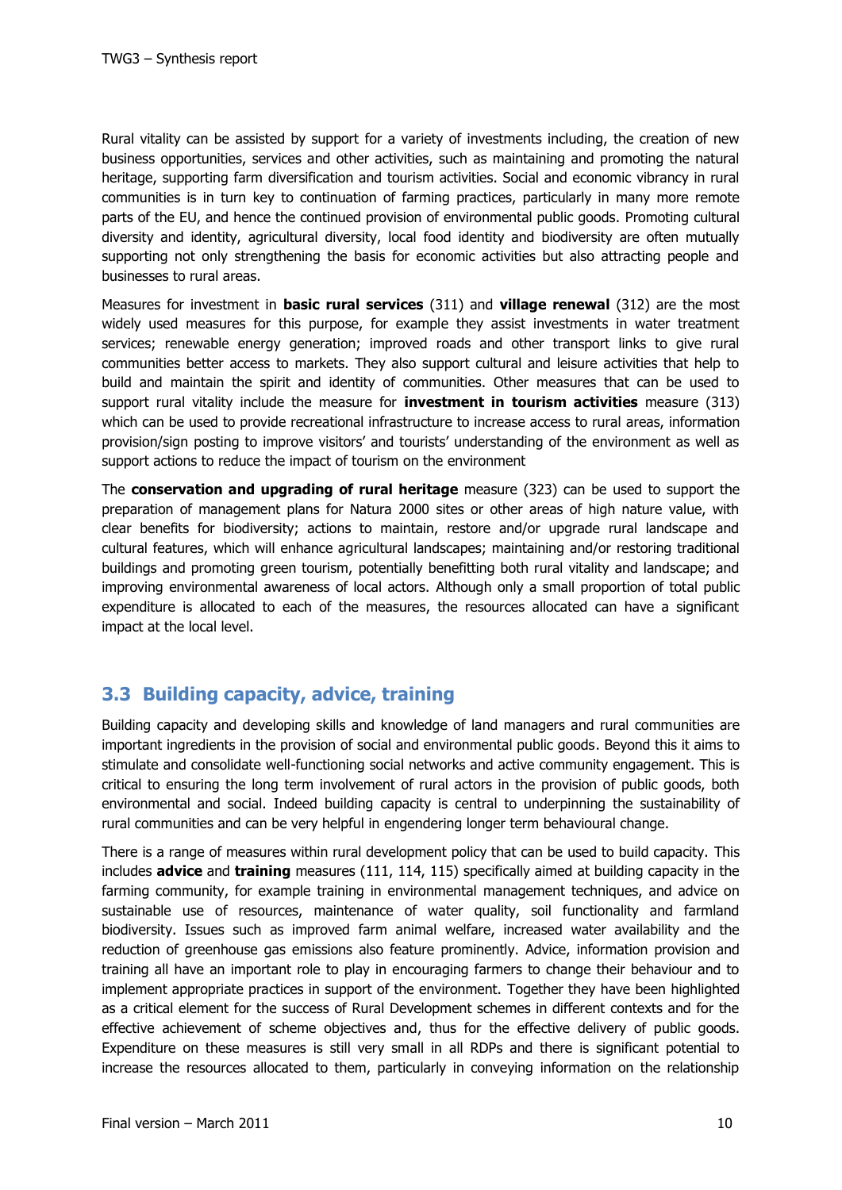Rural vitality can be assisted by support for a variety of investments including, the creation of new business opportunities, services and other activities, such as maintaining and promoting the natural heritage, supporting farm diversification and tourism activities. Social and economic vibrancy in rural communities is in turn key to continuation of farming practices, particularly in many more remote parts of the EU, and hence the continued provision of environmental public goods. Promoting cultural diversity and identity, agricultural diversity, local food identity and biodiversity are often mutually supporting not only strengthening the basis for economic activities but also attracting people and businesses to rural areas.

Measures for investment in **basic rural services** (311) and **village renewal** (312) are the most widely used measures for this purpose, for example they assist investments in water treatment services; renewable energy generation; improved roads and other transport links to give rural communities better access to markets. They also support cultural and leisure activities that help to build and maintain the spirit and identity of communities. Other measures that can be used to support rural vitality include the measure for **investment in tourism activities** measure (313) which can be used to provide recreational infrastructure to increase access to rural areas, information provision/sign posting to improve visitors' and tourists' understanding of the environment as well as support actions to reduce the impact of tourism on the environment

The **conservation and upgrading of rural heritage** measure (323) can be used to support the preparation of management plans for Natura 2000 sites or other areas of high nature value, with clear benefits for biodiversity; actions to maintain, restore and/or upgrade rural landscape and cultural features, which will enhance agricultural landscapes; maintaining and/or restoring traditional buildings and promoting green tourism, potentially benefitting both rural vitality and landscape; and improving environmental awareness of local actors. Although only a small proportion of total public expenditure is allocated to each of the measures, the resources allocated can have a significant impact at the local level.

## 3.3 Building capacity, advice, training

Building capacity and developing skills and knowledge of land managers and rural communities are important ingredients in the provision of social and environmental public goods. Beyond this it aims to stimulate and consolidate well-functioning social networks and active community engagement. This is critical to ensuring the long term involvement of rural actors in the provision of public goods, both environmental and social. Indeed building capacity is central to underpinning the sustainability of rural communities and can be very helpful in engendering longer term behavioural change.

There is a range of measures within rural development policy that can be used to build capacity. This includes **advice** and **training** measures (111, 114, 115) specifically aimed at building capacity in the farming community, for example training in environmental management techniques, and advice on sustainable use of resources, maintenance of water quality, soil functionality and farmland biodiversity. Issues such as improved farm animal welfare, increased water availability and the reduction of greenhouse gas emissions also feature prominently. Advice, information provision and training all have an important role to play in encouraging farmers to change their behaviour and to implement appropriate practices in support of the environment. Together they have been highlighted as a critical element for the success of Rural Development schemes in different contexts and for the effective achievement of scheme objectives and, thus for the effective delivery of public goods. Expenditure on these measures is still very small in all RDPs and there is significant potential to increase the resources allocated to them, particularly in conveying information on the relationship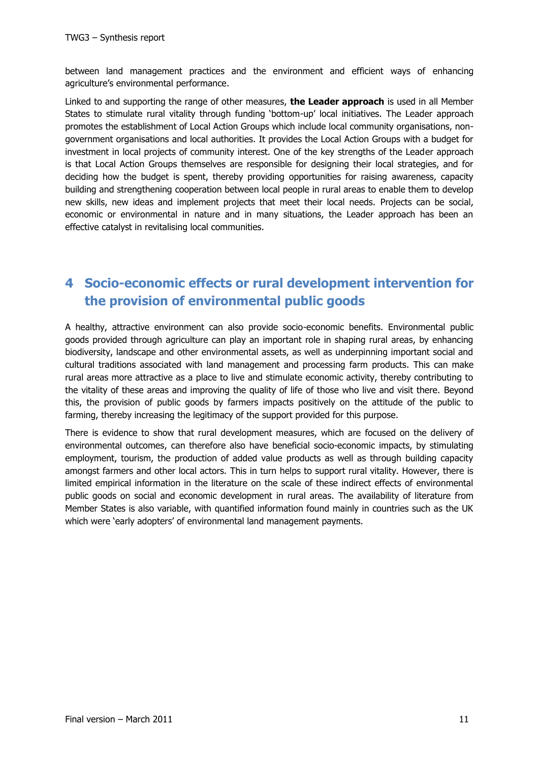between land management practices and the environment and efficient ways of enhancing agriculture's environmental performance.

Linked to and supporting the range of other measures, **the Leader approach** is used in all Member States to stimulate rural vitality through funding 'bottom-up' local initiatives. The Leader approach promotes the establishment of Local Action Groups which include local community organisations, non-government organisations and local authorities. It provides the Local Action Groups with a budget for investment in local projects of community interest. One of the key strengths of the Leader approach is that Local Action Groups themselves are responsible for designing their local strategies, and for deciding how the budget is spent, thereby providing opportunities for raising awareness, capacity building and strengthening cooperation between local people in rural areas to enable them to develop new skills, new ideas and implement projects that meet their local needs. Projects can be social, economic or environmental in nature and in many situations, the Leader approach has been an effective catalyst in revitalising local communities.

# 4 Socio-economic effects or rural development intervention for the provision of environmental public goods

A healthy, attractive environment can also provide socio-economic benefits. Environmental public goods provided through agriculture can play an important role in shaping rural areas, by enhancing biodiversity, landscape and other environmental assets, as well as underpinning important social and cultural traditions associated with land management and processing farm products. This can make rural areas more attractive as a place to live and stimulate economic activity, thereby contributing to the vitality of these areas and improving the quality of life of those who live and visit there. Beyond this, the provision of public goods by farmers impacts positively on the attitude of the public to farming, thereby increasing the legitimacy of the support provided for this purpose.

There is evidence to show that rural development measures, which are focused on the delivery of environmental outcomes, can therefore also have beneficial socio-economic impacts, by stimulating employment, tourism, the production of added value products as well as through building capacity amongst farmers and other local actors. This in turn helps to support rural vitality. However, there is limited empirical information in the literature on the scale of these indirect effects of environmental public goods on social and economic development in rural areas. The availability of literature from Member States is also variable, with quantified information found mainly in countries such as the UK which were 'early adopters' of environmental land management payments.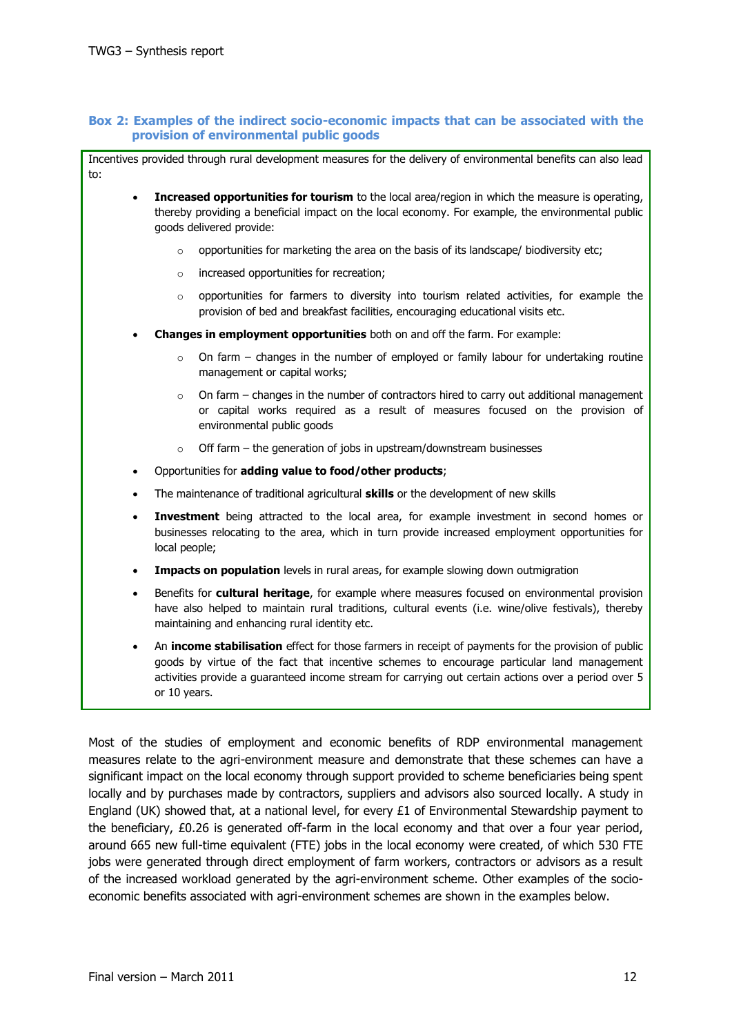**Box 2: Examples of the indirect socio-economic impacts that can be associated with the provision of environmental public goods**

Incentives provided through rural development measures for the delivery of environmental benefits can also lead to:

- **Increased opportunities for tourism** to the local area/region in which the measure is operating, thereby providing a beneficial impact on the local economy. For example, the environmental public goods delivered provide:
  - opportunities for marketing the area on the basis of its landscape/ biodiversity etc;
  - increased opportunities for recreation;
  - opportunities for farmers to diversity into tourism related activities, for example the provision of bed and breakfast facilities, encouraging educational visits etc.
- **Changes in employment opportunities** both on and off the farm. For example:
  - On farm – changes in the number of employed or family labour for undertaking routine management or capital works;
  - On farm – changes in the number of contractors hired to carry out additional management or capital works required as a result of measures focused on the provision of environmental public goods
  - Off farm – the generation of jobs in upstream/downstream businesses
- Opportunities for **adding value to food/other products**;
- The maintenance of traditional agricultural **skills** or the development of new skills
- **Investment** being attracted to the local area, for example investment in second homes or businesses relocating to the area, which in turn provide increased employment opportunities for local people;
- **Impacts on population** levels in rural areas, for example slowing down outmigration
- Benefits for **cultural heritage**, for example where measures focused on environmental provision have also helped to maintain rural traditions, cultural events (i.e. wine/olive festivals), thereby maintaining and enhancing rural identity etc.
- An **income stabilisation** effect for those farmers in receipt of payments for the provision of public goods by virtue of the fact that incentive schemes to encourage particular land management activities provide a guaranteed income stream for carrying out certain actions over a period over 5 or 10 years.

Most of the studies of employment and economic benefits of RDP environmental management measures relate to the agri-environment measure and demonstrate that these schemes can have a significant impact on the local economy through support provided to scheme beneficiaries being spent locally and by purchases made by contractors, suppliers and advisors also sourced locally. A study in England (UK) showed that, at a national level, for every £1 of Environmental Stewardship payment to the beneficiary, £0.26 is generated off-farm in the local economy and that over a four year period, around 665 new full-time equivalent (FTE) jobs in the local economy were created, of which 530 FTE jobs were generated through direct employment of farm workers, contractors or advisors as a result of the increased workload generated by the agri-environment scheme. Other examples of the socio-economic benefits associated with agri-environment schemes are shown in the examples below.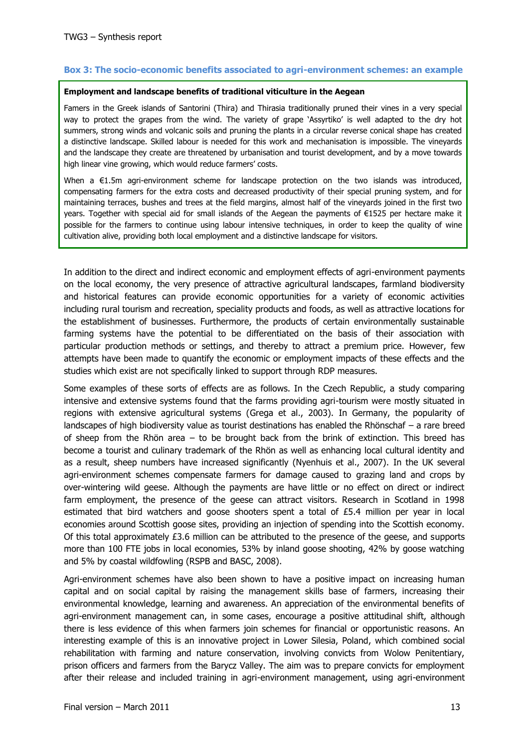### Box 3: The socio-economic benefits associated to agri-environment schemes: an example

**Employment and landscape benefits of traditional viticulture in the Aegean**

Famers in the Greek islands of Santorini (Thira) and Thirasia traditionally pruned their vines in a very special way to protect the grapes from the wind. The variety of grape 'Assyrtiko' is well adapted to the dry hot summers, strong winds and volcanic soils and pruning the plants in a circular reverse conical shape has created a distinctive landscape. Skilled labour is needed for this work and mechanisation is impossible. The vineyards and the landscape they create are threatened by urbanisation and tourist development, and by a move towards high linear vine growing, which would reduce farmers' costs.

When a €1.5m agri-environment scheme for landscape protection on the two islands was introduced, compensating farmers for the extra costs and decreased productivity of their special pruning system, and for maintaining terraces, bushes and trees at the field margins, almost half of the vineyards joined in the first two years. Together with special aid for small islands of the Aegean the payments of €1525 per hectare make it possible for the farmers to continue using labour intensive techniques, in order to keep the quality of wine cultivation alive, providing both local employment and a distinctive landscape for visitors.

In addition to the direct and indirect economic and employment effects of agri-environment payments on the local economy, the very presence of attractive agricultural landscapes, farmland biodiversity and historical features can provide economic opportunities for a variety of economic activities including rural tourism and recreation, speciality products and foods, as well as attractive locations for the establishment of businesses. Furthermore, the products of certain environmentally sustainable farming systems have the potential to be differentiated on the basis of their association with particular production methods or settings, and thereby to attract a premium price. However, few attempts have been made to quantify the economic or employment impacts of these effects and the studies which exist are not specifically linked to support through RDP measures.

Some examples of these sorts of effects are as follows. In the Czech Republic, a study comparing intensive and extensive systems found that the farms providing agri-tourism were mostly situated in regions with extensive agricultural systems (Grega et al., 2003). In Germany, the popularity of landscapes of high biodiversity value as tourist destinations has enabled the Rhönschaf – a rare breed of sheep from the Rhön area – to be brought back from the brink of extinction. This breed has become a tourist and culinary trademark of the Rhön as well as enhancing local cultural identity and as a result, sheep numbers have increased significantly (Nyenhuis et al., 2007). In the UK several agri-environment schemes compensate farmers for damage caused to grazing land and crops by over-wintering wild geese. Although the payments are have little or no effect on direct or indirect farm employment, the presence of the geese can attract visitors. Research in Scotland in 1998 estimated that bird watchers and goose shooters spent a total of £5.4 million per year in local economies around Scottish goose sites, providing an injection of spending into the Scottish economy. Of this total approximately £3.6 million can be attributed to the presence of the geese, and supports more than 100 FTE jobs in local economies, 53% by inland goose shooting, 42% by goose watching and 5% by coastal wildfowling (RSPB and BASC, 2008).

Agri-environment schemes have also been shown to have a positive impact on increasing human capital and on social capital by raising the management skills base of farmers, increasing their environmental knowledge, learning and awareness. An appreciation of the environmental benefits of agri-environment management can, in some cases, encourage a positive attitudinal shift, although there is less evidence of this when farmers join schemes for financial or opportunistic reasons. An interesting example of this is an innovative project in Lower Silesia, Poland, which combined social rehabilitation with farming and nature conservation, involving convicts from Wolow Penitentiary, prison officers and farmers from the Barycz Valley. The aim was to prepare convicts for employment after their release and included training in agri-environment management, using agri-environment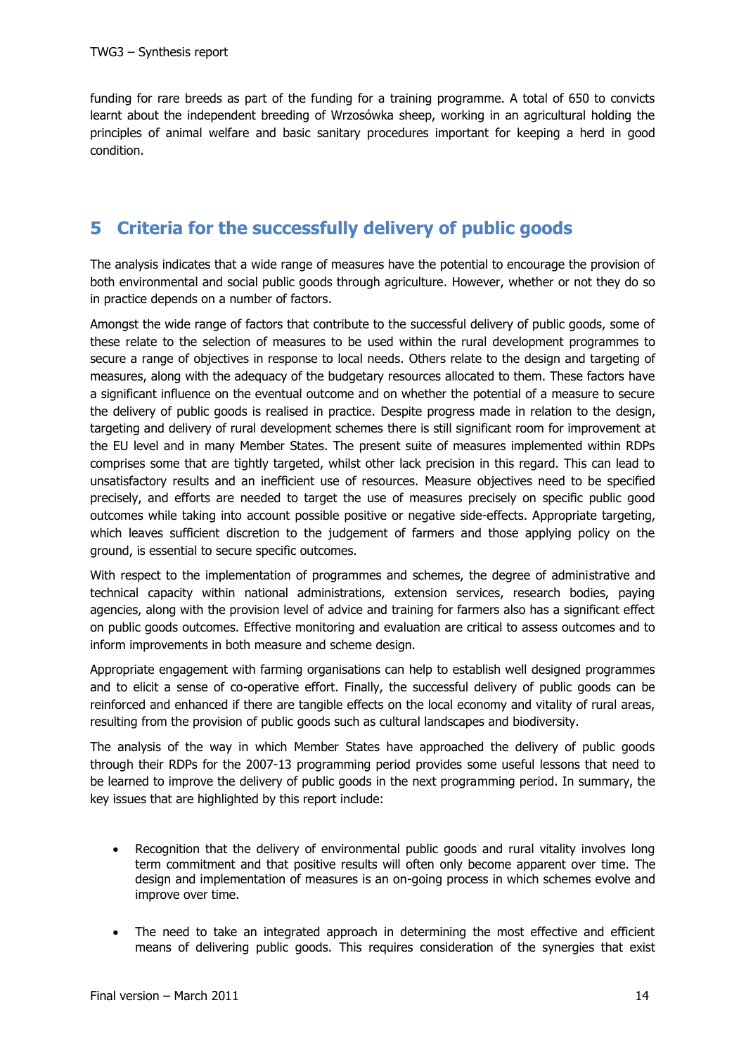funding for rare breeds as part of the funding for a training programme. A total of 650 to convicts learnt about the independent breeding of Wrzosówka sheep, working in an agricultural holding the principles of animal welfare and basic sanitary procedures important for keeping a herd in good condition.

# 5 Criteria for the successfully delivery of public goods

The analysis indicates that a wide range of measures have the potential to encourage the provision of both environmental and social public goods through agriculture. However, whether or not they do so in practice depends on a number of factors.

Amongst the wide range of factors that contribute to the successful delivery of public goods, some of these relate to the selection of measures to be used within the rural development programmes to secure a range of objectives in response to local needs. Others relate to the design and targeting of measures, along with the adequacy of the budgetary resources allocated to them. These factors have a significant influence on the eventual outcome and on whether the potential of a measure to secure the delivery of public goods is realised in practice. Despite progress made in relation to the design, targeting and delivery of rural development schemes there is still significant room for improvement at the EU level and in many Member States. The present suite of measures implemented within RDPs comprises some that are tightly targeted, whilst other lack precision in this regard. This can lead to unsatisfactory results and an inefficient use of resources. Measure objectives need to be specified precisely, and efforts are needed to target the use of measures precisely on specific public good outcomes while taking into account possible positive or negative side-effects. Appropriate targeting, which leaves sufficient discretion to the judgement of farmers and those applying policy on the ground, is essential to secure specific outcomes.

With respect to the implementation of programmes and schemes, the degree of administrative and technical capacity within national administrations, extension services, research bodies, paying agencies, along with the provision level of advice and training for farmers also has a significant effect on public goods outcomes. Effective monitoring and evaluation are critical to assess outcomes and to inform improvements in both measure and scheme design.

Appropriate engagement with farming organisations can help to establish well designed programmes and to elicit a sense of co-operative effort. Finally, the successful delivery of public goods can be reinforced and enhanced if there are tangible effects on the local economy and vitality of rural areas, resulting from the provision of public goods such as cultural landscapes and biodiversity.

The analysis of the way in which Member States have approached the delivery of public goods through their RDPs for the 2007-13 programming period provides some useful lessons that need to be learned to improve the delivery of public goods in the next programming period. In summary, the key issues that are highlighted by this report include:

- Recognition that the delivery of environmental public goods and rural vitality involves long term commitment and that positive results will often only become apparent over time. The design and implementation of measures is an on-going process in which schemes evolve and improve over time.

- The need to take an integrated approach in determining the most effective and efficient means of delivering public goods. This requires consideration of the synergies that exist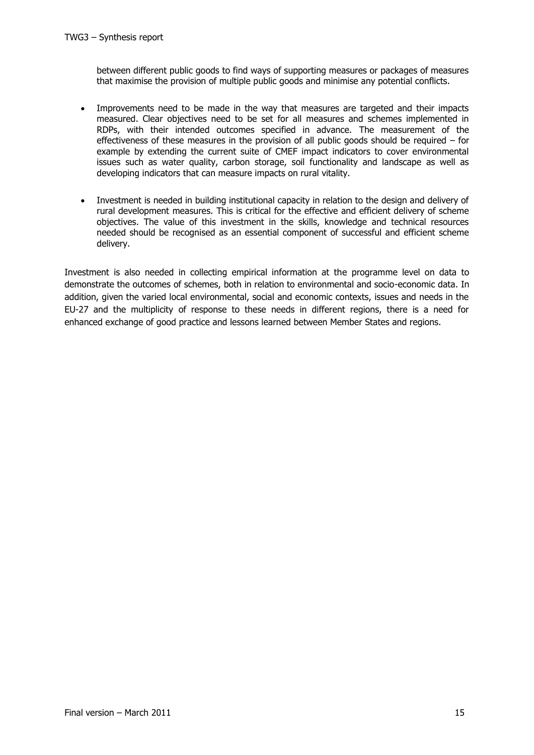between different public goods to find ways of supporting measures or packages of measures that maximise the provision of multiple public goods and minimise any potential conflicts.

- Improvements need to be made in the way that measures are targeted and their impacts measured. Clear objectives need to be set for all measures and schemes implemented in RDPs, with their intended outcomes specified in advance. The measurement of the effectiveness of these measures in the provision of all public goods should be required – for example by extending the current suite of CMEF impact indicators to cover environmental issues such as water quality, carbon storage, soil functionality and landscape as well as developing indicators that can measure impacts on rural vitality.

- Investment is needed in building institutional capacity in relation to the design and delivery of rural development measures. This is critical for the effective and efficient delivery of scheme objectives. The value of this investment in the skills, knowledge and technical resources needed should be recognised as an essential component of successful and efficient scheme delivery.

Investment is also needed in collecting empirical information at the programme level on data to demonstrate the outcomes of schemes, both in relation to environmental and socio-economic data. In addition, given the varied local environmental, social and economic contexts, issues and needs in the EU-27 and the multiplicity of response to these needs in different regions, there is a need for enhanced exchange of good practice and lessons learned between Member States and regions.